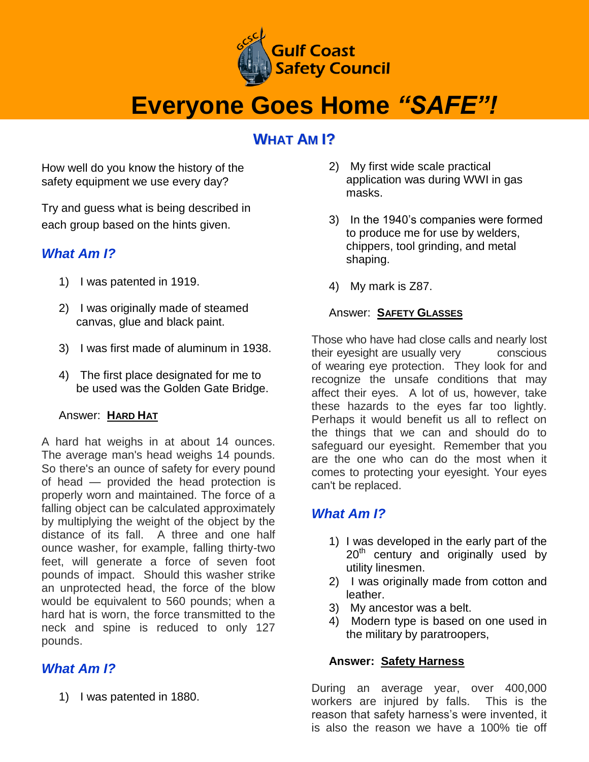Gulf Coast Safety Council

# Everyone Goes Home *"SAFE"!*

## WHAT AM I?

How well do you know the history of the safety equipment we use every day?

Try and guess what is being described in each group based on the hints given.

### *What Am I?*

1) I was patented in 1919.
2) I was originally made of steamed canvas, glue and black paint.
3) I was first made of aluminum in 1938.
4) The first place designated for me to be used was the Golden Gate Bridge.

Answer: **HARD HAT**

A hard hat weighs in at about 14 ounces. The average man's head weighs 14 pounds. So there's an ounce of safety for every pound of head — provided the head protection is properly worn and maintained. The force of a falling object can be calculated approximately by multiplying the weight of the object by the distance of its fall. A three and one half ounce washer, for example, falling thirty-two feet, will generate a force of seven foot pounds of impact. Should this washer strike an unprotected head, the force of the blow would be equivalent to 560 pounds; when a hard hat is worn, the force transmitted to the neck and spine is reduced to only 127 pounds.

### *What Am I?*

1) I was patented in 1880.
2) My first wide scale practical application was during WWI in gas masks.
3) In the 1940's companies were formed to produce me for use by welders, chippers, tool grinding, and metal shaping.
4) My mark is Z87.

Answer: **SAFETY GLASSES**

Those who have had close calls and nearly lost their eyesight are usually very conscious of wearing eye protection. They look for and recognize the unsafe conditions that may affect their eyes. A lot of us, however, take these hazards to the eyes far too lightly. Perhaps it would benefit us all to reflect on the things that we can and should do to safeguard our eyesight. Remember that you are the one who can do the most when it comes to protecting your eyesight. Your eyes can't be replaced.

### *What Am I?*

1) I was developed in the early part of the 20th century and originally used by utility linesmen.
2) I was originally made from cotton and leather.
3) My ancestor was a belt.
4) Modern type is based on one used in the military by paratroopers,

**Answer: Safety Harness**

During an average year, over 400,000 workers are injured by falls. This is the reason that safety harness's were invented, it is also the reason we have a 100% tie off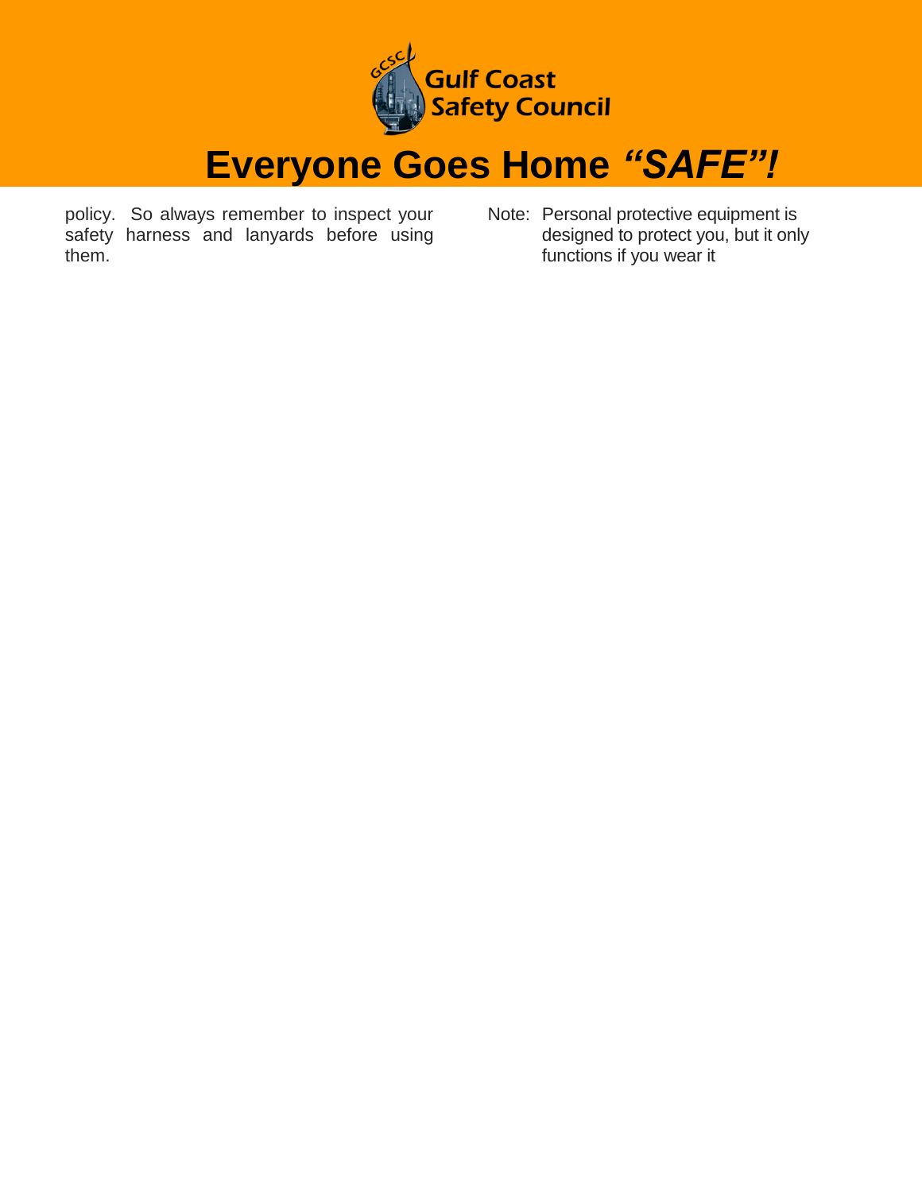policy. So always remember to inspect your safety harness and lanyards before using them.

Note: Personal protective equipment is designed to protect you, but it only functions if you wear it